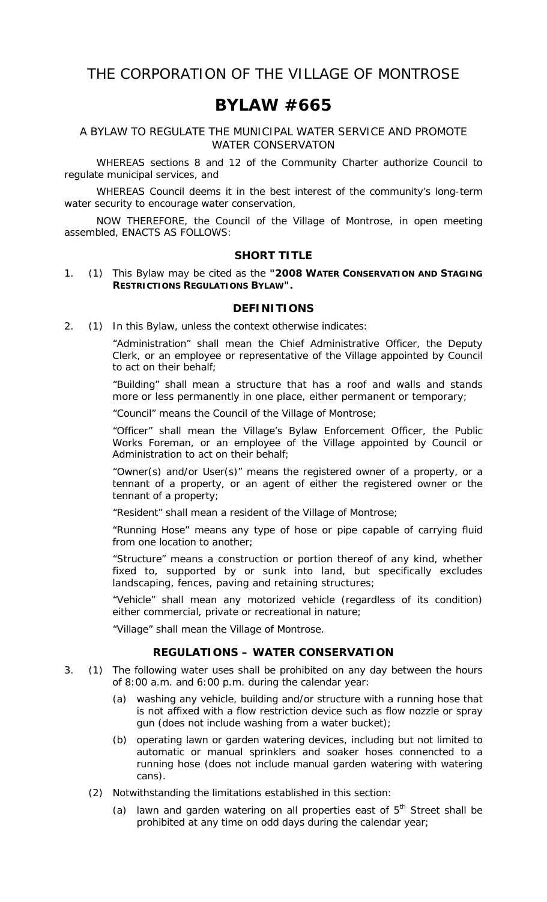# THE CORPORATION OF THE VILLAGE OF MONTROSE

# BYLAW #665

A BYLAW TO REGULATE THE MUNICIPAL WATER SERVICE AND PROMOTE WATER CONSERVATON

WHEREAS sections 8 and 12 of the Community Charter authorize Council to regulate municipal services, and

WHEREAS Council deems it in the best interest of the community's long-term water security to encourage water conservation,

NOW THEREFORE, the Council of the Village of Montrose, in open meeting assembled, ENACTS AS FOLLOWS:

## SHORT TITLE

1. (1) This Bylaw may be cited as the **"2008 WATER CONSERVATION AND STAGING RESTRICTIONS REGULATIONS BYLAW".**

## DEFINITIONS

2. (1) In this Bylaw, unless the context otherwise indicates:

"Administration" shall mean the Chief Administrative Officer, the Deputy Clerk, or an employee or representative of the Village appointed by Council to act on their behalf;

"Building" shall mean a structure that has a roof and walls and stands more or less permanently in one place, either permanent or temporary;

"Council" means the Council of the Village of Montrose;

"Officer" shall mean the Village's Bylaw Enforcement Officer, the Public Works Foreman, or an employee of the Village appointed by Council or Administration to act on their behalf;

"Owner(s) and/or User(s)" means the registered owner of a property, or a tenant of a property, or an agent of either the registered owner or the tenant of a property;

"Resident" shall mean a resident of the Village of Montrose;

"Running Hose" means any type of hose or pipe capable of carrying fluid from one location to another;

"Structure" means a construction or portion thereof of any kind, whether fixed to, supported by or sunk into land, but specifically excludes landscaping, fences, paving and retaining structures;

"Vehicle" shall mean any motorized vehicle (regardless of its condition) either commercial, private or recreational in nature;

"Village" shall mean the Village of Montrose.

## REGULATIONS – WATER CONSERVATION

3. (1) The following water uses shall be prohibited on any day between the hours of 8:00 a.m. and 6:00 p.m. during the calendar year:

   (a) washing any vehicle, building and/or structure with a running hose that is not affixed with a flow restriction device such as flow nozzle or spray gun (does not include washing from a water bucket);

   (b) operating lawn or garden watering devices, including but not limited to automatic or manual sprinklers and soaker hoses connencted to a running hose (does not include manual garden watering with watering cans).

   (2) Notwithstanding the limitations established in this section:

   (a) lawn and garden watering on all properties east of 5th Street shall be prohibited at any time on odd days during the calendar year;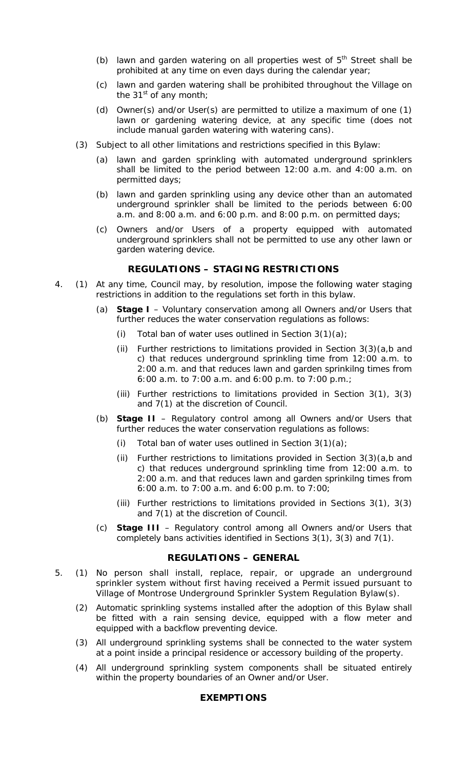(b) lawn and garden watering on all properties west of 5th Street shall be prohibited at any time on even days during the calendar year;

(c) lawn and garden watering shall be prohibited throughout the Village on the 31st of any month;

(d) Owner(s) and/or User(s) are permitted to utilize a maximum of one (1) lawn or gardening watering device, at any specific time (does not include manual garden watering with watering cans).

(3) Subject to all other limitations and restrictions specified in this Bylaw:

(a) lawn and garden sprinkling with automated underground sprinklers shall be limited to the period between 12:00 a.m. and 4:00 a.m. on permitted days;

(b) lawn and garden sprinkling using any device other than an automated underground sprinkler shall be limited to the periods between 6:00 a.m. and 8:00 a.m. and 6:00 p.m. and 8:00 p.m. on permitted days;

(c) Owners and/or Users of a property equipped with automated underground sprinklers shall not be permitted to use any other lawn or garden watering device.

## REGULATIONS – STAGING RESTRICTIONS

4. (1) At any time, Council may, by resolution, impose the following water staging restrictions in addition to the regulations set forth in this bylaw.

(a) **Stage I** – Voluntary conservation among all Owners and/or Users that further reduces the water conservation regulations as follows:

(i) Total ban of water uses outlined in Section 3(1)(a);

(ii) Further restrictions to limitations provided in Section 3(3)(a,b and c) that reduces underground sprinkling time from 12:00 a.m. to 2:00 a.m. and that reduces lawn and garden sprinkilng times from 6:00 a.m. to 7:00 a.m. and 6:00 p.m. to 7:00 p.m.;

(iii) Further restrictions to limitations provided in Section 3(1), 3(3) and 7(1) at the discretion of Council.

(b) **Stage II** – Regulatory control among all Owners and/or Users that further reduces the water conservation regulations as follows:

(i) Total ban of water uses outlined in Section 3(1)(a);

(ii) Further restrictions to limitations provided in Section 3(3)(a,b and c) that reduces underground sprinkling time from 12:00 a.m. to 2:00 a.m. and that reduces lawn and garden sprinkilng times from 6:00 a.m. to 7:00 a.m. and 6:00 p.m. to 7:00;

(iii) Further restrictions to limitations provided in Sections 3(1), 3(3) and 7(1) at the discretion of Council.

(c) **Stage III** – Regulatory control among all Owners and/or Users that completely bans activities identified in Sections 3(1), 3(3) and 7(1).

## REGULATIONS – GENERAL

5. (1) No person shall install, replace, repair, or upgrade an underground sprinkler system without first having received a Permit issued pursuant to Village of Montrose Underground Sprinkler System Regulation Bylaw(s).

(2) Automatic sprinkling systems installed after the adoption of this Bylaw shall be fitted with a rain sensing device, equipped with a flow meter and equipped with a backflow preventing device.

(3) All underground sprinkling systems shall be connected to the water system at a point inside a principal residence or accessory building of the property.

(4) All underground sprinkling system components shall be situated entirely within the property boundaries of an Owner and/or User.

## EXEMPTIONS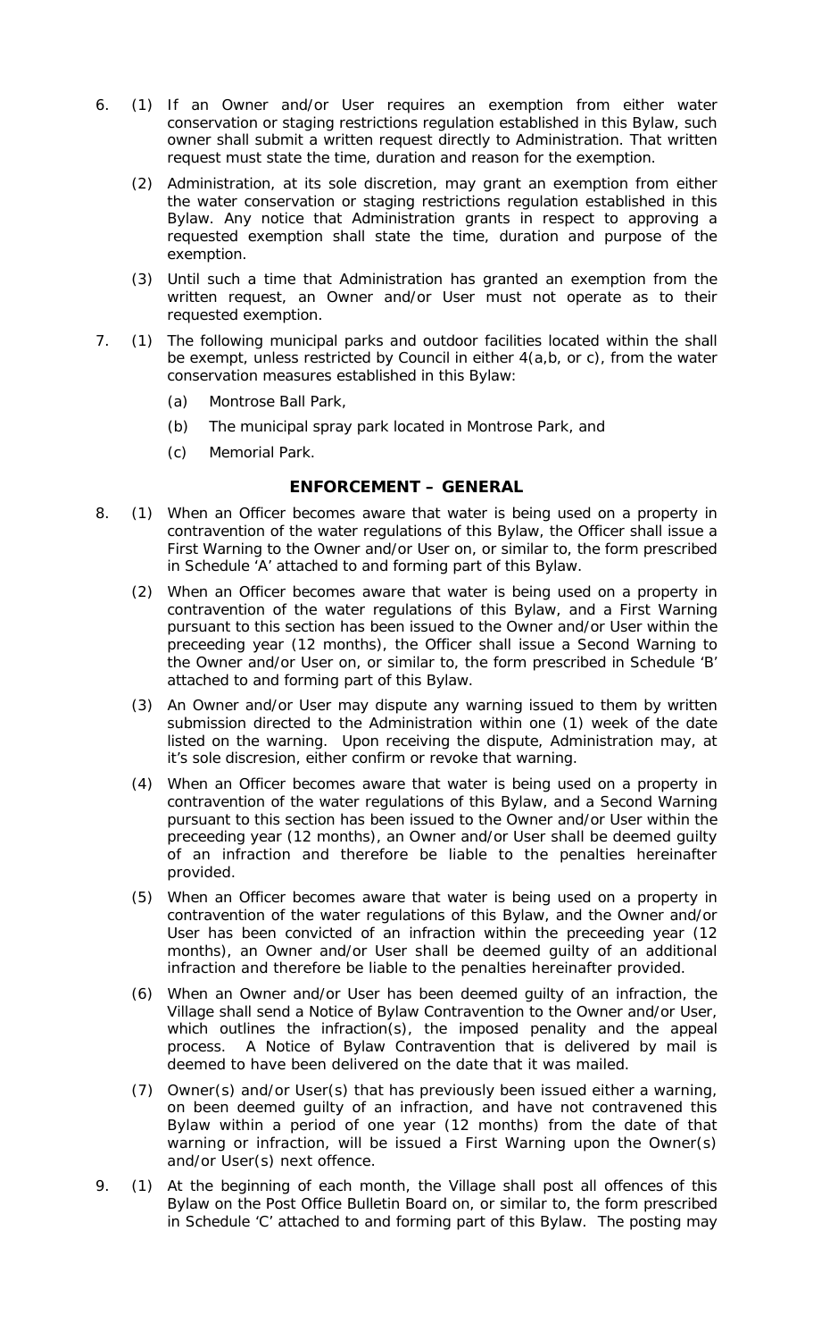6. (1) If an Owner and/or User requires an exemption from either water conservation or staging restrictions regulation established in this Bylaw, such owner shall submit a written request directly to Administration. That written request must state the time, duration and reason for the exemption.

   (2) Administration, at its sole discretion, may grant an exemption from either the water conservation or staging restrictions regulation established in this Bylaw. Any notice that Administration grants in respect to approving a requested exemption shall state the time, duration and purpose of the exemption.

   (3) Until such a time that Administration has granted an exemption from the written request, an Owner and/or User must not operate as to their requested exemption.

7. (1) The following municipal parks and outdoor facilities located within the shall be exempt, unless restricted by Council in either 4(a,b, or c), from the water conservation measures established in this Bylaw:

   (a) Montrose Ball Park,

   (b) The municipal spray park located in Montrose Park, and

   (c) Memorial Park.

## ENFORCEMENT – GENERAL

8. (1) When an Officer becomes aware that water is being used on a property in contravention of the water regulations of this Bylaw, the Officer shall issue a First Warning to the Owner and/or User on, or similar to, the form prescribed in Schedule 'A' attached to and forming part of this Bylaw.

   (2) When an Officer becomes aware that water is being used on a property in contravention of the water regulations of this Bylaw, and a First Warning pursuant to this section has been issued to the Owner and/or User within the preceeding year (12 months), the Officer shall issue a Second Warning to the Owner and/or User on, or similar to, the form prescribed in Schedule 'B' attached to and forming part of this Bylaw.

   (3) An Owner and/or User may dispute any warning issued to them by written submission directed to the Administration within one (1) week of the date listed on the warning. Upon receiving the dispute, Administration may, at it's sole discresion, either confirm or revoke that warning.

   (4) When an Officer becomes aware that water is being used on a property in contravention of the water regulations of this Bylaw, and a Second Warning pursuant to this section has been issued to the Owner and/or User within the preceeding year (12 months), an Owner and/or User shall be deemed guilty of an infraction and therefore be liable to the penalties hereinafter provided.

   (5) When an Officer becomes aware that water is being used on a property in contravention of the water regulations of this Bylaw, and the Owner and/or User has been convicted of an infraction within the preceeding year (12 months), an Owner and/or User shall be deemed guilty of an additional infraction and therefore be liable to the penalties hereinafter provided.

   (6) When an Owner and/or User has been deemed guilty of an infraction, the Village shall send a Notice of Bylaw Contravention to the Owner and/or User, which outlines the infraction(s), the imposed penality and the appeal process. A Notice of Bylaw Contravention that is delivered by mail is deemed to have been delivered on the date that it was mailed.

   (7) Owner(s) and/or User(s) that has previously been issued either a warning, on been deemed guilty of an infraction, and have not contravened this Bylaw within a period of one year (12 months) from the date of that warning or infraction, will be issued a First Warning upon the Owner(s) and/or User(s) next offence.

9. (1) At the beginning of each month, the Village shall post all offences of this Bylaw on the Post Office Bulletin Board on, or similar to, the form prescribed in Schedule 'C' attached to and forming part of this Bylaw. The posting may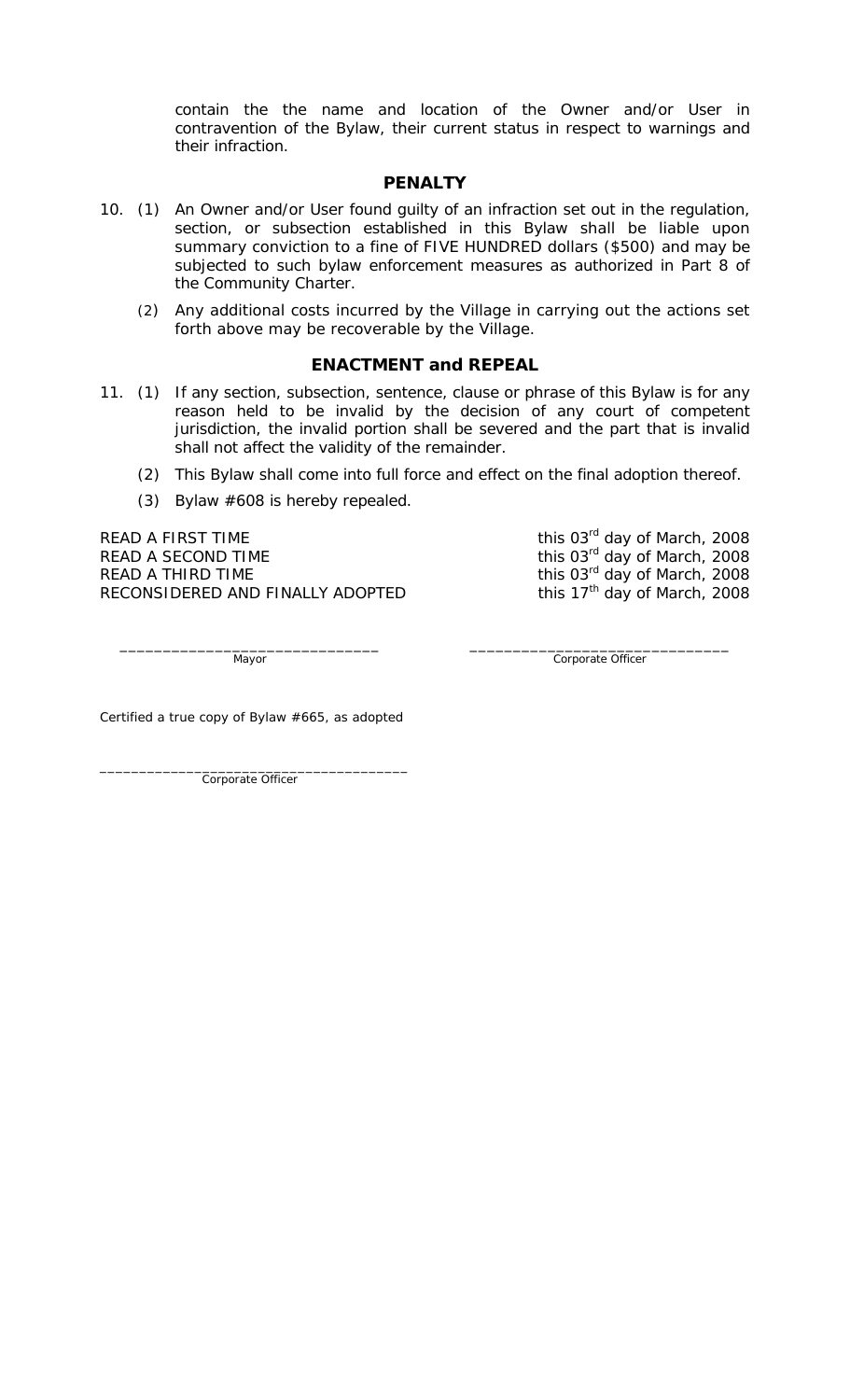contain the the name and location of the Owner and/or User in contravention of the Bylaw, their current status in respect to warnings and their infraction.

## PENALTY

10. (1) An Owner and/or User found guilty of an infraction set out in the regulation, section, or subsection established in this Bylaw shall be liable upon summary conviction to a fine of FIVE HUNDRED dollars ($500) and may be subjected to such bylaw enforcement measures as authorized in Part 8 of the Community Charter.

    (2) Any additional costs incurred by the Village in carrying out the actions set forth above may be recoverable by the Village.

## ENACTMENT and REPEAL

11. (1) If any section, subsection, sentence, clause or phrase of this Bylaw is for any reason held to be invalid by the decision of any court of competent jurisdiction, the invalid portion shall be severed and the part that is invalid shall not affect the validity of the remainder.

    (2) This Bylaw shall come into full force and effect on the final adoption thereof.

    (3) Bylaw #608 is hereby repealed.

| | |
|---|---|
| READ A FIRST TIME | this 03rd day of March, 2008 |
| READ A SECOND TIME | this 03rd day of March, 2008 |
| READ A THIRD TIME | this 03rd day of March, 2008 |
| RECONSIDERED AND FINALLY ADOPTED | this 17th day of March, 2008 |

______________________________ Mayor

______________________________ Corporate Officer

Certified a true copy of Bylaw #665, as adopted

______________________________ Corporate Officer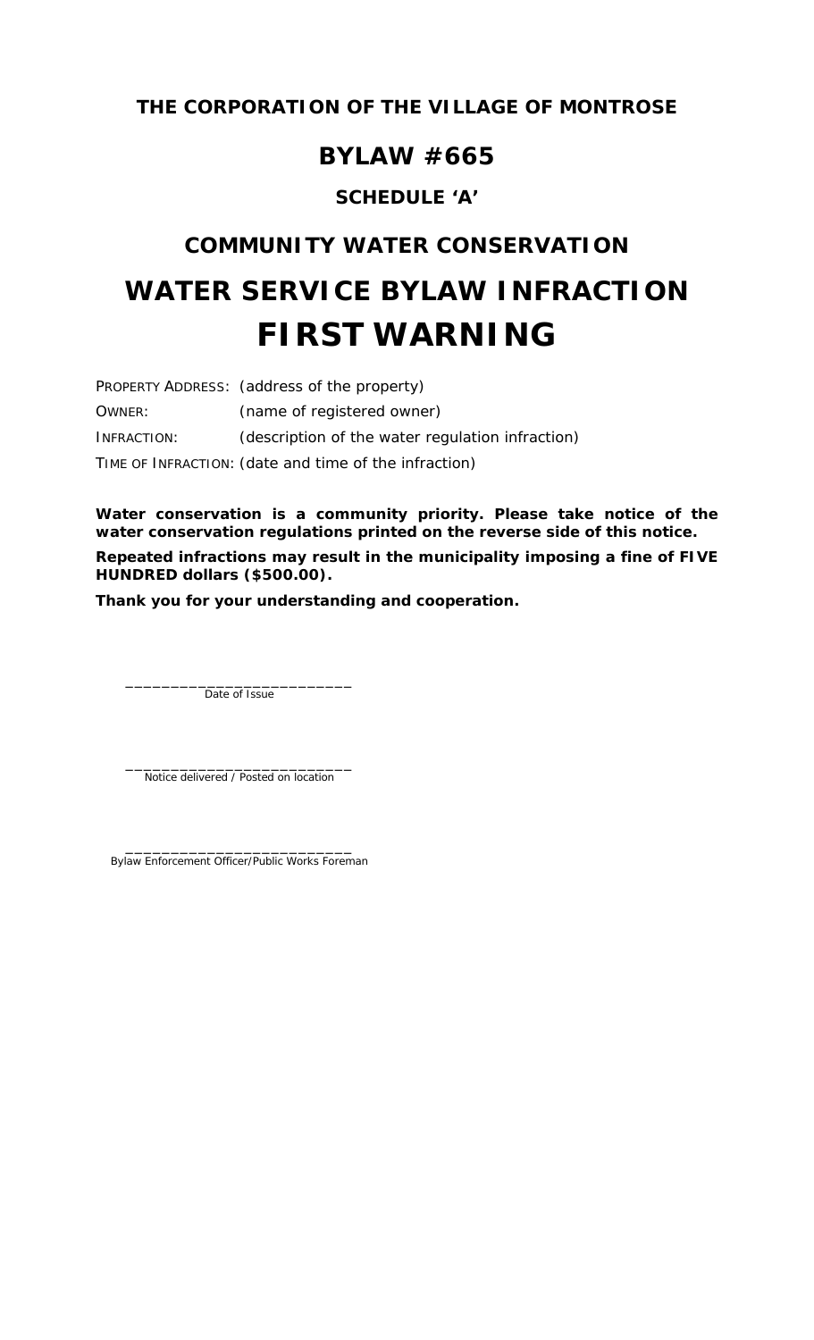**THE CORPORATION OF THE VILLAGE OF MONTROSE**

# BYLAW #665

## SCHEDULE 'A'

## COMMUNITY WATER CONSERVATION

# WATER SERVICE BYLAW INFRACTION
# FIRST WARNING

PROPERTY ADDRESS: (address of the property)

OWNER: (name of registered owner)

INFRACTION: (description of the water regulation infraction)

TIME OF INFRACTION: (date and time of the infraction)

**Water conservation is a community priority. Please take notice of the water conservation regulations printed on the reverse side of this notice.**

**Repeated infractions may result in the municipality imposing a fine of FIVE HUNDRED dollars ($500.00).**

**Thank you for your understanding and cooperation.**

_________________________
Date of Issue

_________________________
Notice delivered / Posted on location

_________________________
Bylaw Enforcement Officer/Public Works Foreman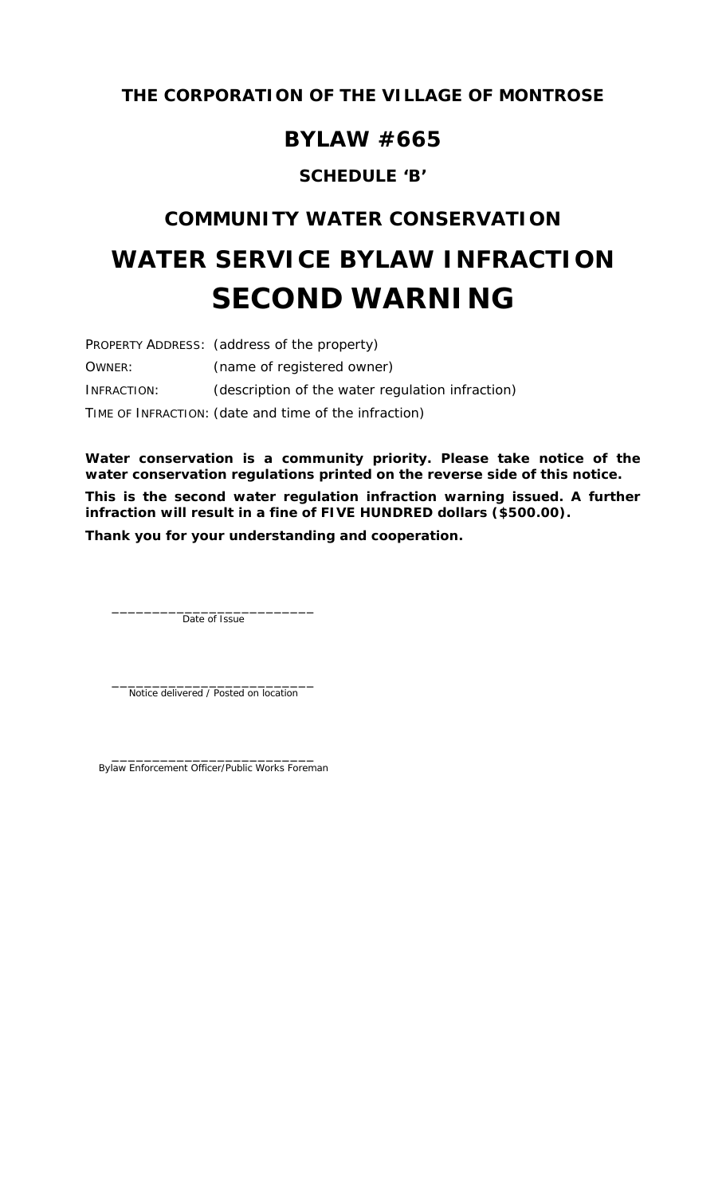**THE CORPORATION OF THE VILLAGE OF MONTROSE**

# BYLAW #665

### SCHEDULE 'B'

## COMMUNITY WATER CONSERVATION

# WATER SERVICE BYLAW INFRACTION SECOND WARNING

PROPERTY ADDRESS: (address of the property)

OWNER: (name of registered owner)

INFRACTION: (description of the water regulation infraction)

TIME OF INFRACTION: (date and time of the infraction)

**Water conservation is a community priority. Please take notice of the water conservation regulations printed on the reverse side of this notice.**

**This is the second water regulation infraction warning issued. A further infraction will result in a fine of FIVE HUNDRED dollars ($500.00).**

**Thank you for your understanding and cooperation.**

_________________________
Date of Issue

_________________________
Notice delivered / Posted on location

_________________________
Bylaw Enforcement Officer/Public Works Foreman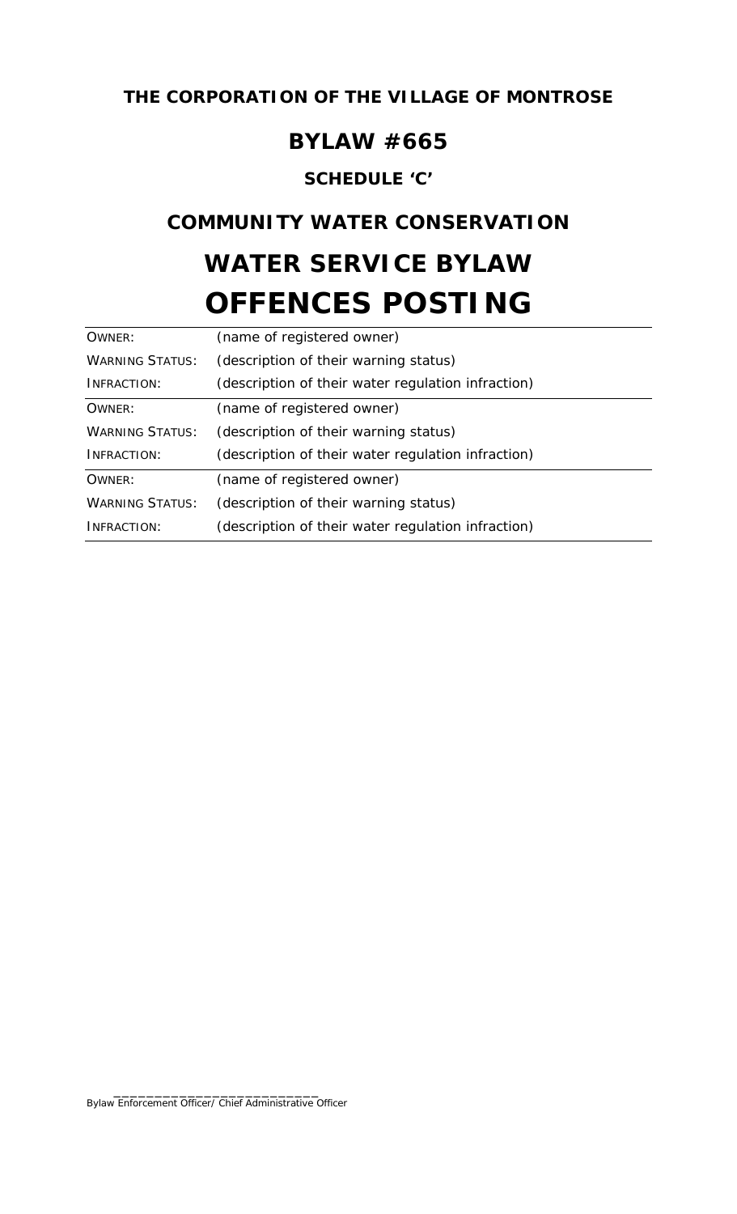**THE CORPORATION OF THE VILLAGE OF MONTROSE**

## BYLAW #665

**SCHEDULE 'C'**

## COMMUNITY WATER CONSERVATION

# WATER SERVICE BYLAW
# OFFENCES POSTING

| | |
|---|---|
| OWNER: | (name of registered owner) |
| WARNING STATUS: | (description of their warning status) |
| INFRACTION: | (description of their water regulation infraction) |
| OWNER: | (name of registered owner) |
| WARNING STATUS: | (description of their warning status) |
| INFRACTION: | (description of their water regulation infraction) |
| OWNER: | (name of registered owner) |
| WARNING STATUS: | (description of their warning status) |
| INFRACTION: | (description of their water regulation infraction) |

_________________________

Bylaw Enforcement Officer/ Chief Administrative Officer